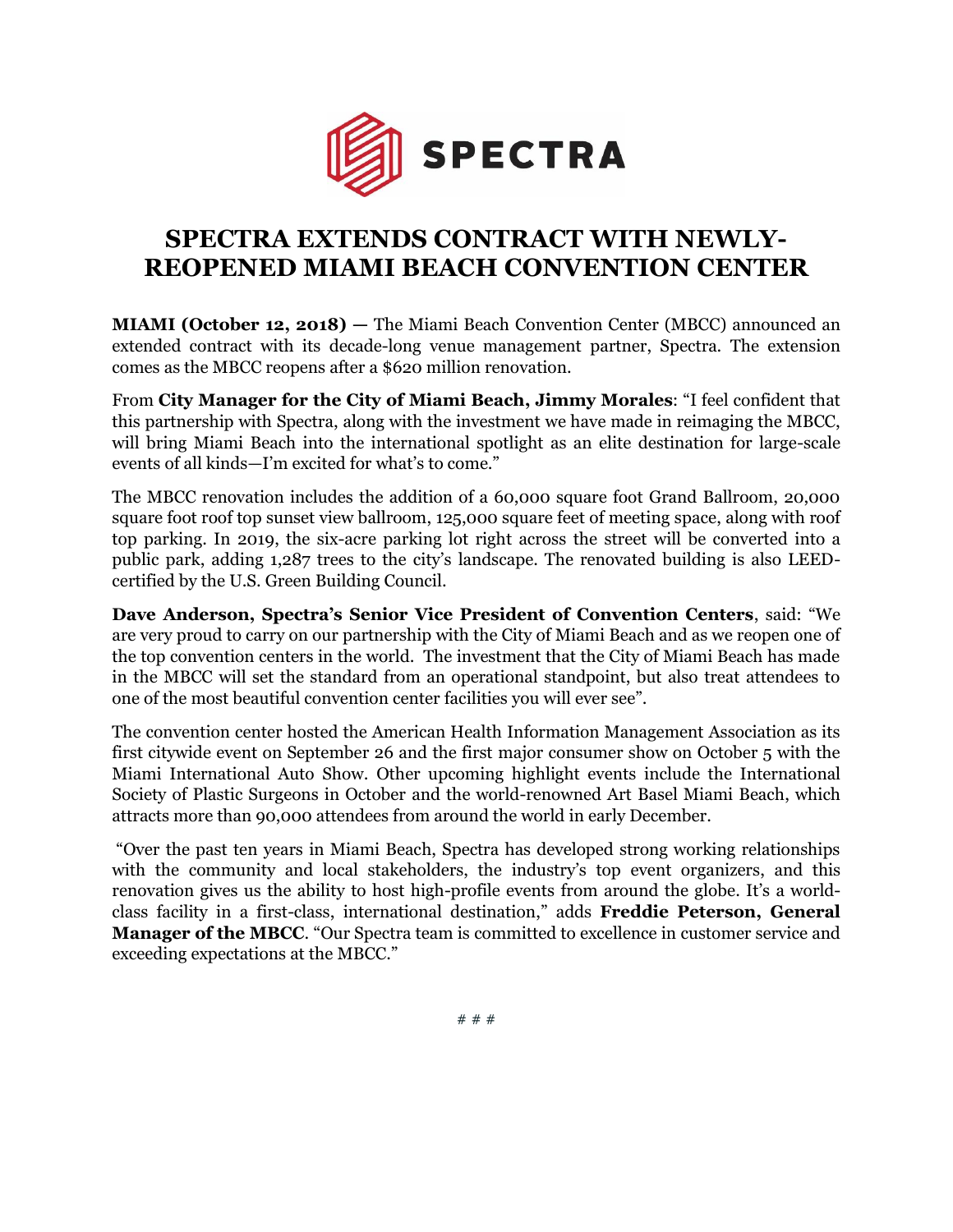SPECTRA

# SPECTRA EXTENDS CONTRACT WITH NEWLY-REOPENED MIAMI BEACH CONVENTION CENTER

**MIAMI (October 12, 2018) —** The Miami Beach Convention Center (MBCC) announced an extended contract with its decade-long venue management partner, Spectra. The extension comes as the MBCC reopens after a $620 million renovation.

From **City Manager for the City of Miami Beach, Jimmy Morales**: "I feel confident that this partnership with Spectra, along with the investment we have made in reimaging the MBCC, will bring Miami Beach into the international spotlight as an elite destination for large-scale events of all kinds—I'm excited for what's to come."

The MBCC renovation includes the addition of a 60,000 square foot Grand Ballroom, 20,000 square foot roof top sunset view ballroom, 125,000 square feet of meeting space, along with roof top parking. In 2019, the six-acre parking lot right across the street will be converted into a public park, adding 1,287 trees to the city's landscape. The renovated building is also LEED-certified by the U.S. Green Building Council.

**Dave Anderson, Spectra's Senior Vice President of Convention Centers**, said: "We are very proud to carry on our partnership with the City of Miami Beach and as we reopen one of the top convention centers in the world. The investment that the City of Miami Beach has made in the MBCC will set the standard from an operational standpoint, but also treat attendees to one of the most beautiful convention center facilities you will ever see".

The convention center hosted the American Health Information Management Association as its first citywide event on September 26 and the first major consumer show on October 5 with the Miami International Auto Show. Other upcoming highlight events include the International Society of Plastic Surgeons in October and the world-renowned Art Basel Miami Beach, which attracts more than 90,000 attendees from around the world in early December.

"Over the past ten years in Miami Beach, Spectra has developed strong working relationships with the community and local stakeholders, the industry's top event organizers, and this renovation gives us the ability to host high-profile events from around the globe. It's a world-class facility in a first-class, international destination," adds **Freddie Peterson, General Manager of the MBCC**. "Our Spectra team is committed to excellence in customer service and exceeding expectations at the MBCC."

# # #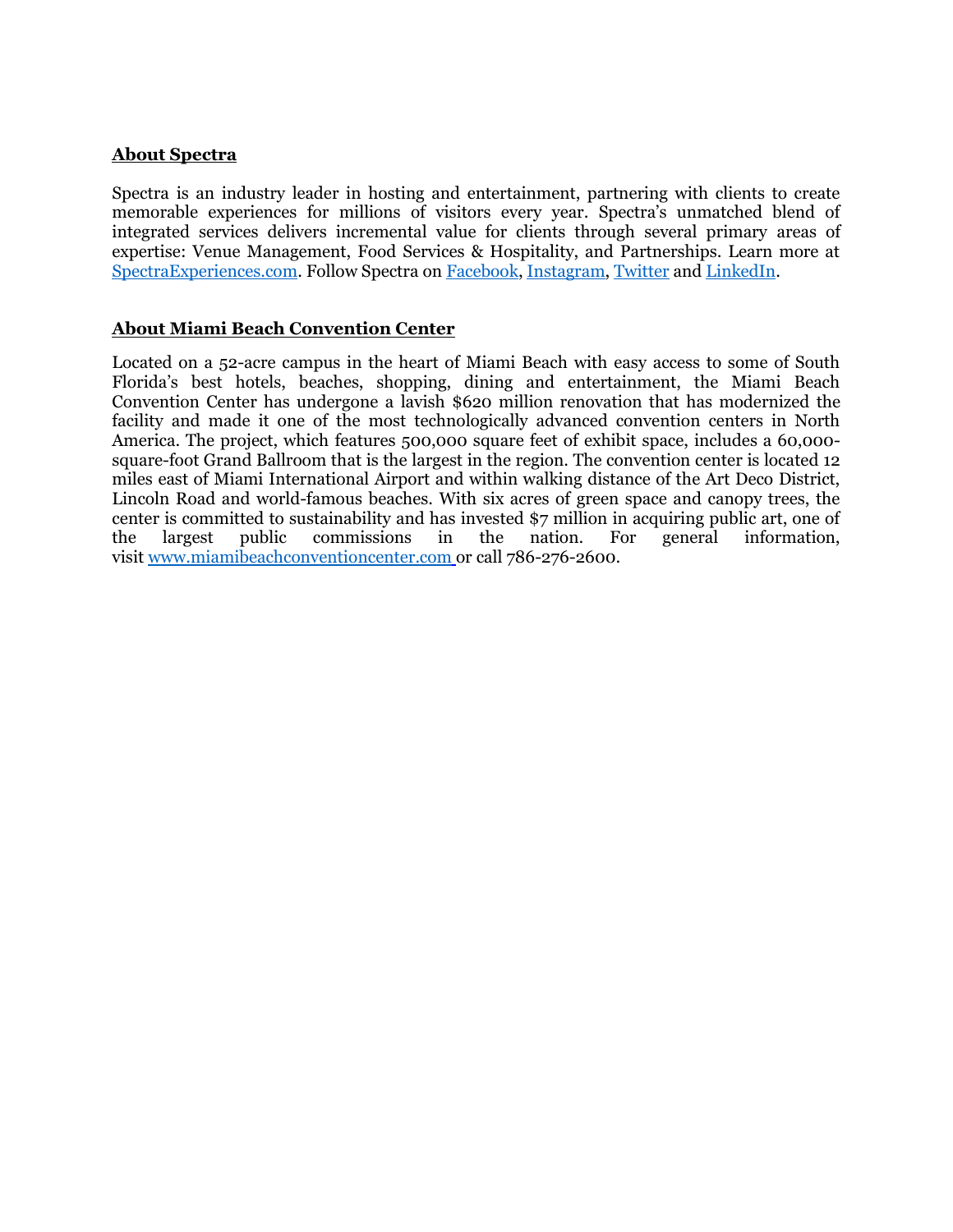## **About Spectra**

Spectra is an industry leader in hosting and entertainment, partnering with clients to create memorable experiences for millions of visitors every year. Spectra's unmatched blend of integrated services delivers incremental value for clients through several primary areas of expertise: Venue Management, Food Services & Hospitality, and Partnerships. Learn more at SpectraExperiences.com. Follow Spectra on Facebook, Instagram, Twitter and LinkedIn.

## **About Miami Beach Convention Center**

Located on a 52-acre campus in the heart of Miami Beach with easy access to some of South Florida's best hotels, beaches, shopping, dining and entertainment, the Miami Beach Convention Center has undergone a lavish $620 million renovation that has modernized the facility and made it one of the most technologically advanced convention centers in North America. The project, which features 500,000 square feet of exhibit space, includes a 60,000-square-foot Grand Ballroom that is the largest in the region. The convention center is located 12 miles east of Miami International Airport and within walking distance of the Art Deco District, Lincoln Road and world-famous beaches. With six acres of green space and canopy trees, the center is committed to sustainability and has invested $7 million in acquiring public art, one of the largest public commissions in the nation. For general information, visit www.miamibeachconventioncenter.com or call 786-276-2600.